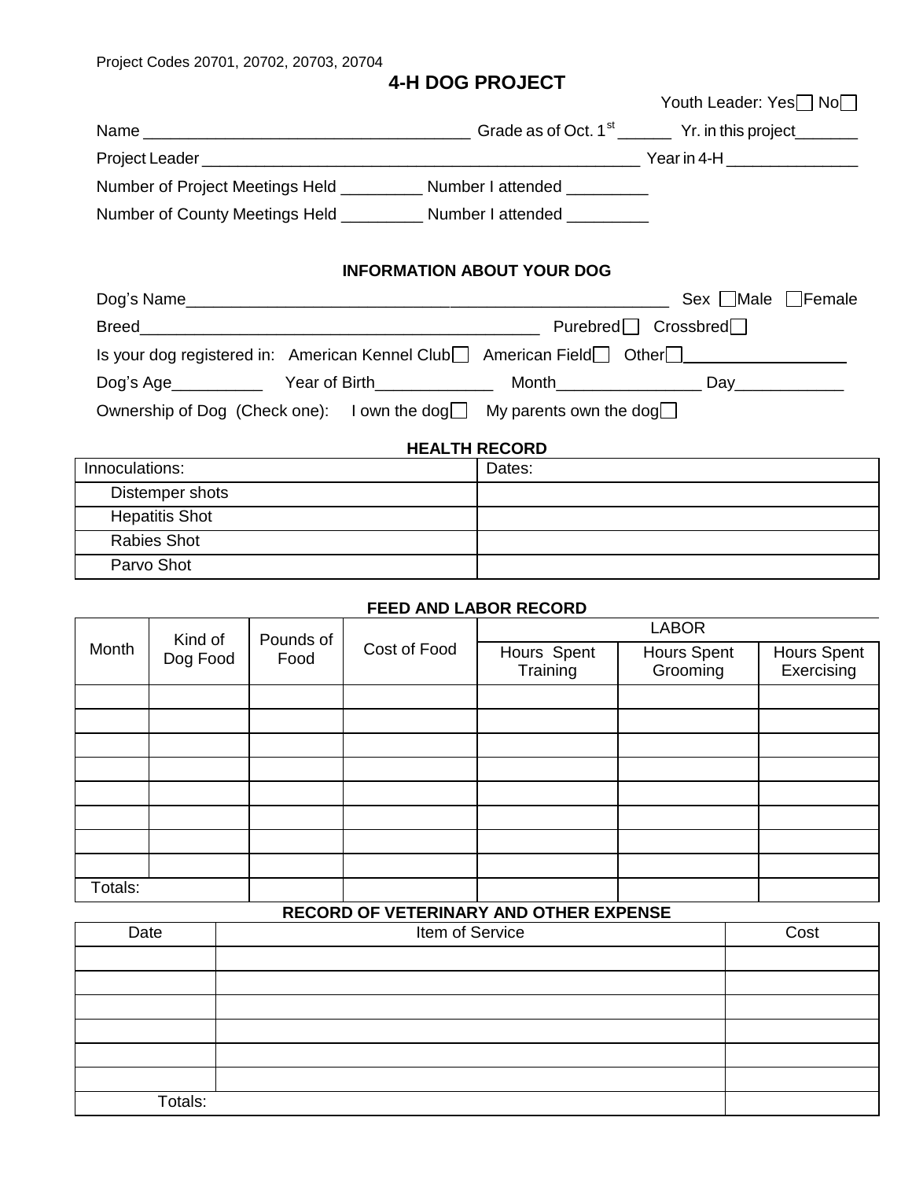Project Codes 20701, 20702, 20703, 20704

# 4-H DOG PROJECT

Youth Leader: Yes ☐ No ☐

Name ____________________________________ Grade as of Oct. 1st ______ Yr. in this project_______

Project Leader ____________________________________________________ Year in 4-H _______________

Number of Project Meetings Held _________ Number I attended _________

Number of County Meetings Held _________ Number I attended _________

## INFORMATION ABOUT YOUR DOG

Dog's Name______________________________________________________ Sex ☐Male ☐Female

Breed_____________________________________________ Purebred ☐ Crossbred ☐

Is your dog registered in: American Kennel Club ☐ American Field ☐ Other ☐__________________

Dog's Age__________ Year of Birth_____________ Month________________ Day____________

Ownership of Dog (Check one): I own the dog ☐ My parents own the dog ☐

## HEALTH RECORD

| Innoculations: | Dates: |
|---|---|
| Distemper shots | |
| Hepatitis Shot | |
| Rabies Shot | |
| Parvo Shot | |

## FEED AND LABOR RECORD

| Month | Kind of Dog Food | Pounds of Food | Cost of Food | LABOR | | |
|---|---|---|---|---|---|---|
| | | | | Hours Spent Training | Hours Spent Grooming | Hours Spent Exercising |
| | | | | | | |
| | | | | | | |
| | | | | | | |
| | | | | | | |
| | | | | | | |
| | | | | | | |
| | | | | | | |
| | | | | | | |
| Totals: | | | | | | |

## RECORD OF VETERINARY AND OTHER EXPENSE

| Date | Item of Service | Cost |
|---|---|---|
| | | |
| | | |
| | | |
| | | |
| | | |
| | | |
| Totals: | | |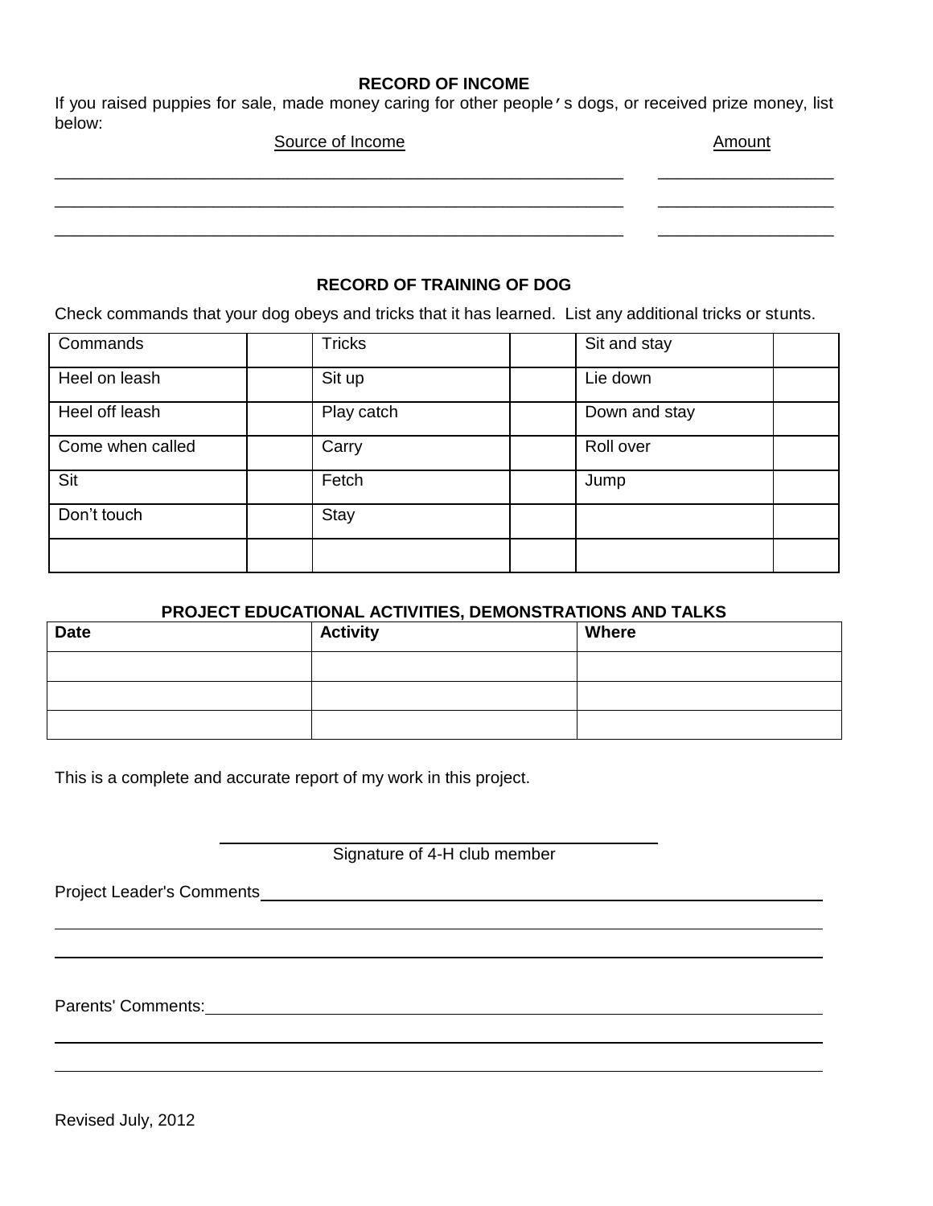## RECORD OF INCOME

If you raised puppies for sale, made money caring for other people's dogs, or received prize money, list below:

| Source of Income | Amount |
| --- | --- |
| | |
| | |
| | |

## RECORD OF TRAINING OF DOG

Check commands that your dog obeys and tricks that it has learned. List any additional tricks or stunts.

| | | | | | |
| --- | --- | --- | --- | --- | --- |
| Commands | | Tricks | | Sit and stay | |
| Heel on leash | | Sit up | | Lie down | |
| Heel off leash | | Play catch | | Down and stay | |
| Come when called | | Carry | | Roll over | |
| Sit | | Fetch | | Jump | |
| Don't touch | | Stay | | | |
| | | | | | |

## PROJECT EDUCATIONAL ACTIVITIES, DEMONSTRATIONS AND TALKS

| **Date** | **Activity** | **Where** |
| --- | --- | --- |
| | | |
| | | |
| | | |

This is a complete and accurate report of my work in this project.

\_\_\_\_\_\_\_\_\_\_\_\_\_\_\_\_\_\_\_\_\_\_\_\_\_\_\_\_\_\_\_\_\_\_\_\_\_\_\_\_

Signature of 4-H club member

Project Leader's Comments\_\_\_\_\_\_\_\_\_\_\_\_\_\_\_\_\_\_\_\_\_\_\_\_\_\_\_\_\_\_\_\_\_\_\_\_\_\_\_\_\_\_\_\_\_\_\_\_\_\_\_\_\_\_\_\_

Parents' Comments:\_\_\_\_\_\_\_\_\_\_\_\_\_\_\_\_\_\_\_\_\_\_\_\_\_\_\_\_\_\_\_\_\_\_\_\_\_\_\_\_\_\_\_\_\_\_\_\_\_\_\_\_\_\_\_\_\_\_\_\_

Revised July, 2012